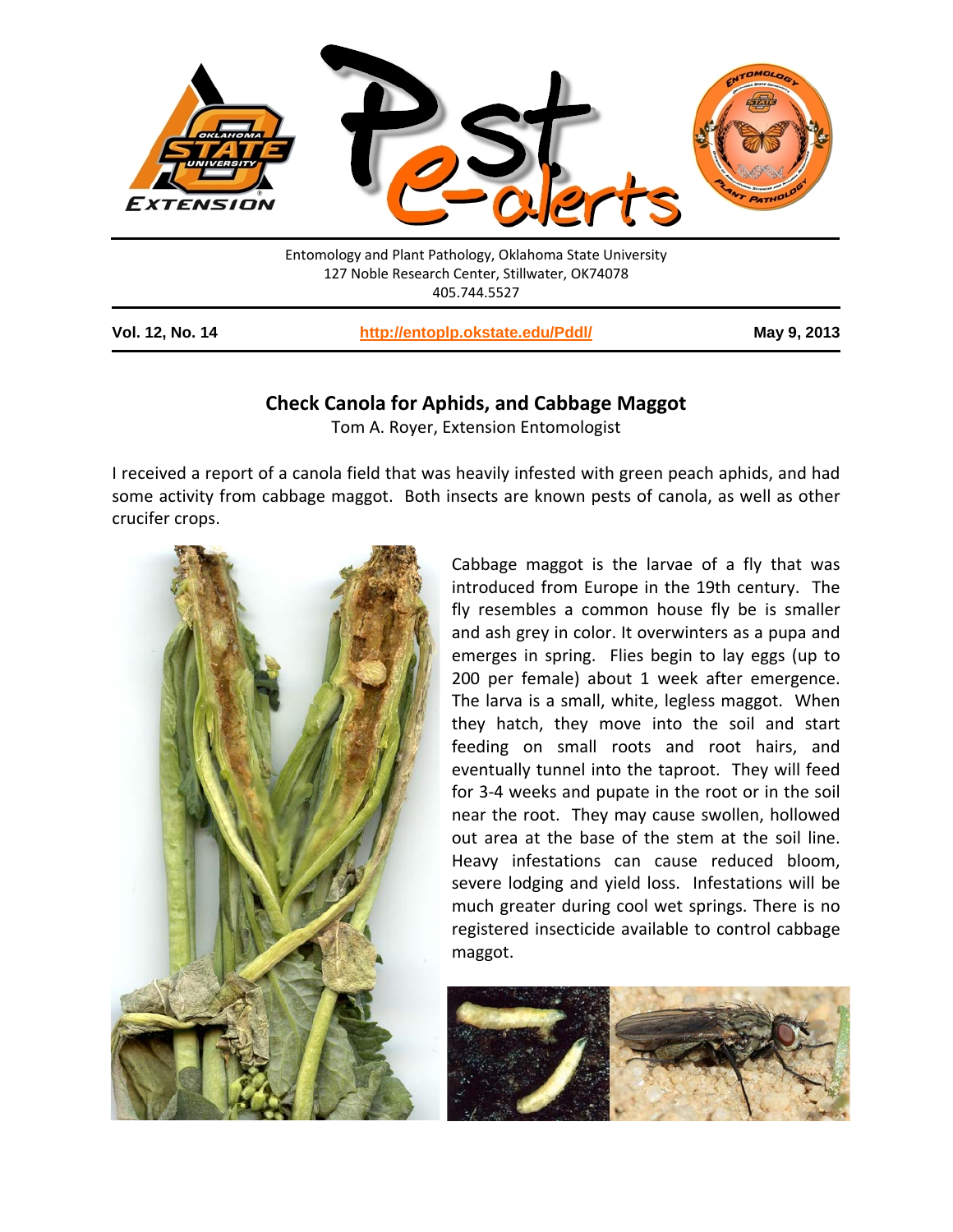Entomology and Plant Pathology, Oklahoma State University
127 Noble Research Center, Stillwater, OK74078
405.744.5527

**Vol. 12, No. 14** **http://entoplp.okstate.edu/Pddl/** **May 9, 2013**

# Check Canola for Aphids, and Cabbage Maggot

Tom A. Royer, Extension Entomologist

I received a report of a canola field that was heavily infested with green peach aphids, and had some activity from cabbage maggot. Both insects are known pests of canola, as well as other crucifer crops.

Cabbage maggot is the larvae of a fly that was introduced from Europe in the 19th century. The fly resembles a common house fly be is smaller and ash grey in color. It overwinters as a pupa and emerges in spring. Flies begin to lay eggs (up to 200 per female) about 1 week after emergence. The larva is a small, white, legless maggot. When they hatch, they move into the soil and start feeding on small roots and root hairs, and eventually tunnel into the taproot. They will feed for 3-4 weeks and pupate in the root or in the soil near the root. They may cause swollen, hollowed out area at the base of the stem at the soil line. Heavy infestations can cause reduced bloom, severe lodging and yield loss. Infestations will be much greater during cool wet springs. There is no registered insecticide available to control cabbage maggot.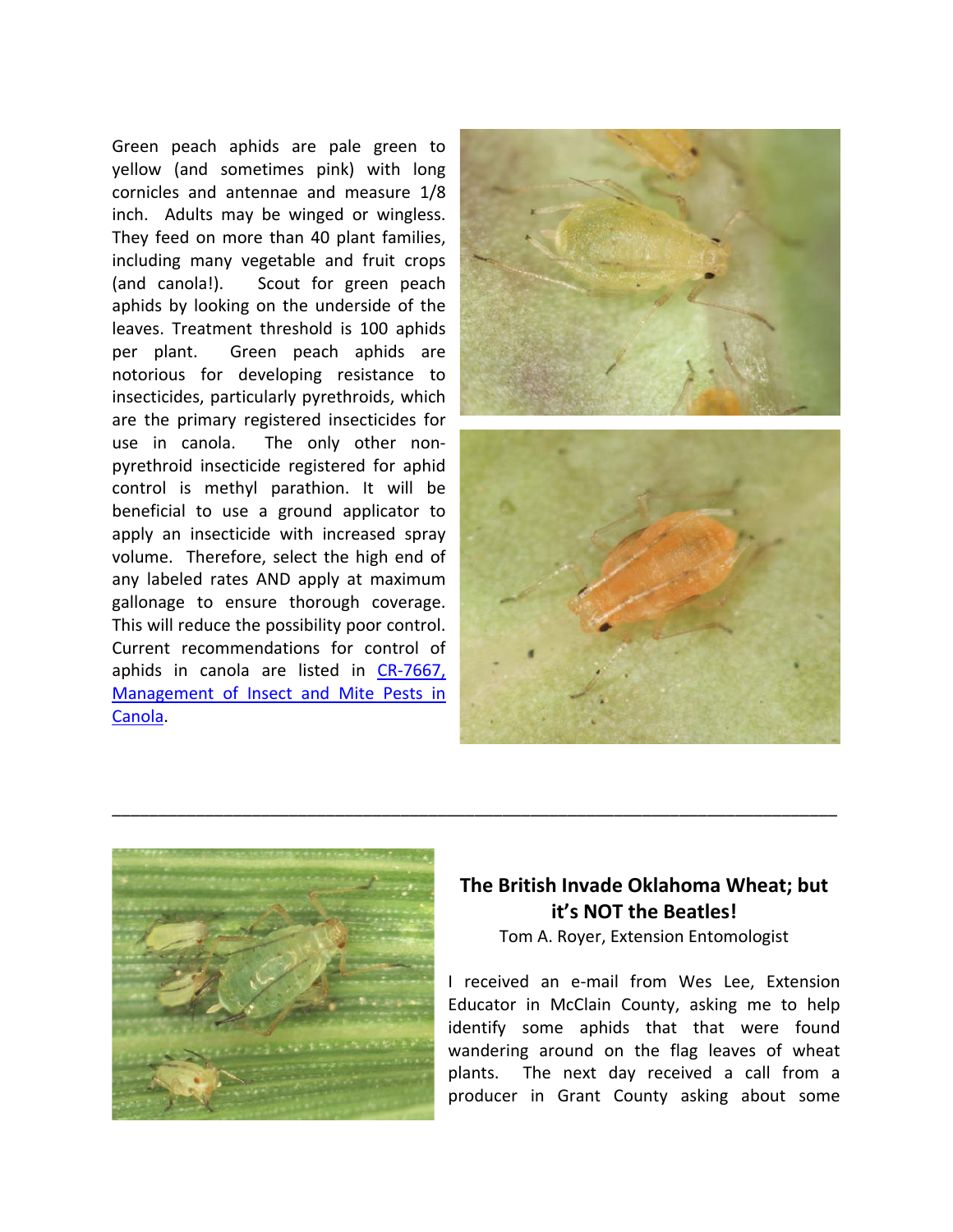Green peach aphids are pale green to yellow (and sometimes pink) with long cornicles and antennae and measure 1/8 inch. Adults may be winged or wingless. They feed on more than 40 plant families, including many vegetable and fruit crops (and canola!). Scout for green peach aphids by looking on the underside of the leaves. Treatment threshold is 100 aphids per plant. Green peach aphids are notorious for developing resistance to insecticides, particularly pyrethroids, which are the primary registered insecticides for use in canola. The only other non-pyrethroid insecticide registered for aphid control is methyl parathion. It will be beneficial to use a ground applicator to apply an insecticide with increased spray volume. Therefore, select the high end of any labeled rates AND apply at maximum gallonage to ensure thorough coverage. This will reduce the possibility poor control. Current recommendations for control of aphids in canola are listed in [CR-7667, Management of Insect and Mite Pests in Canola](#).

---

## The British Invade Oklahoma Wheat; but it's NOT the Beatles!

Tom A. Royer, Extension Entomologist

I received an e-mail from Wes Lee, Extension Educator in McClain County, asking me to help identify some aphids that that were found wandering around on the flag leaves of wheat plants. The next day received a call from a producer in Grant County asking about some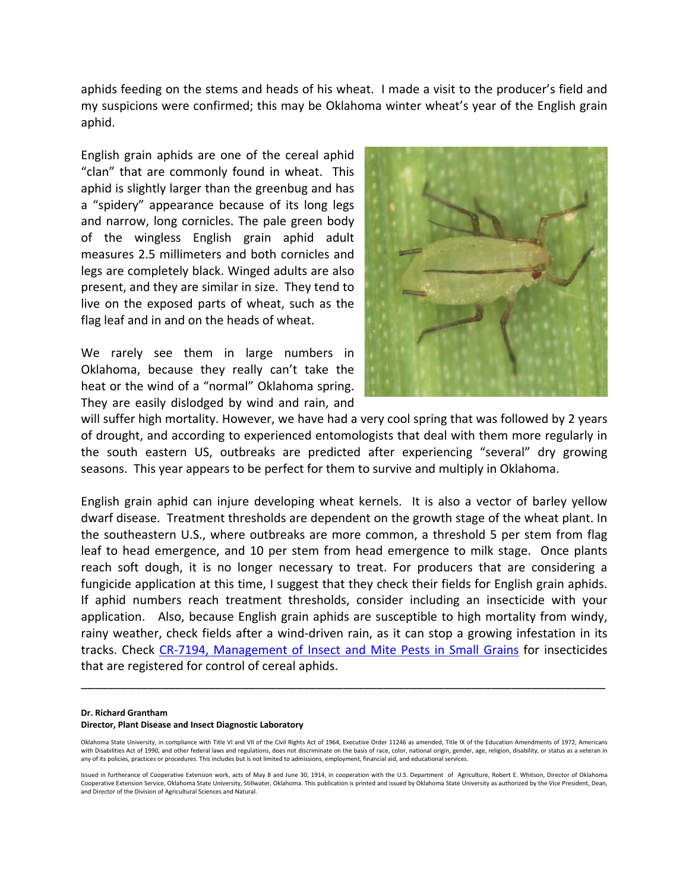aphids feeding on the stems and heads of his wheat. I made a visit to the producer's field and my suspicions were confirmed; this may be Oklahoma winter wheat's year of the English grain aphid.

English grain aphids are one of the cereal aphid "clan" that are commonly found in wheat. This aphid is slightly larger than the greenbug and has a "spidery" appearance because of its long legs and narrow, long cornicles. The pale green body of the wingless English grain aphid adult measures 2.5 millimeters and both cornicles and legs are completely black. Winged adults are also present, and they are similar in size. They tend to live on the exposed parts of wheat, such as the flag leaf and in and on the heads of wheat.

We rarely see them in large numbers in Oklahoma, because they really can't take the heat or the wind of a "normal" Oklahoma spring. They are easily dislodged by wind and rain, and will suffer high mortality. However, we have had a very cool spring that was followed by 2 years of drought, and according to experienced entomologists that deal with them more regularly in the south eastern US, outbreaks are predicted after experiencing "several" dry growing seasons. This year appears to be perfect for them to survive and multiply in Oklahoma.

English grain aphid can injure developing wheat kernels. It is also a vector of barley yellow dwarf disease. Treatment thresholds are dependent on the growth stage of the wheat plant. In the southeastern U.S., where outbreaks are more common, a threshold 5 per stem from flag leaf to head emergence, and 10 per stem from head emergence to milk stage. Once plants reach soft dough, it is no longer necessary to treat. For producers that are considering a fungicide application at this time, I suggest that they check their fields for English grain aphids. If aphid numbers reach treatment thresholds, consider including an insecticide with your application. Also, because English grain aphids are susceptible to high mortality from windy, rainy weather, check fields after a wind-driven rain, as it can stop a growing infestation in its tracks. Check CR-7194, Management of Insect and Mite Pests in Small Grains for insecticides that are registered for control of cereal aphids.

---

**Dr. Richard Grantham**
**Director, Plant Disease and Insect Diagnostic Laboratory**

Oklahoma State University, in compliance with Title VI and VII of the Civil Rights Act of 1964, Executive Order 11246 as amended, Title IX of the Education Amendments of 1972, Americans with Disabilities Act of 1990, and other federal laws and regulations, does not discriminate on the basis of race, color, national origin, gender, age, religion, disability, or status as a veteran in any of its policies, practices or procedures. This includes but is not limited to admissions, employment, financial aid, and educational services.

Issued in furtherance of Cooperative Extension work, acts of May 8 and June 30, 1914, in cooperation with the U.S. Department of Agriculture, Robert E. Whitson, Director of Oklahoma Cooperative Extension Service, Oklahoma State University, Stillwater, Oklahoma. This publication is printed and issued by Oklahoma State University as authorized by the Vice President, Dean, and Director of the Division of Agricultural Sciences and Natural.